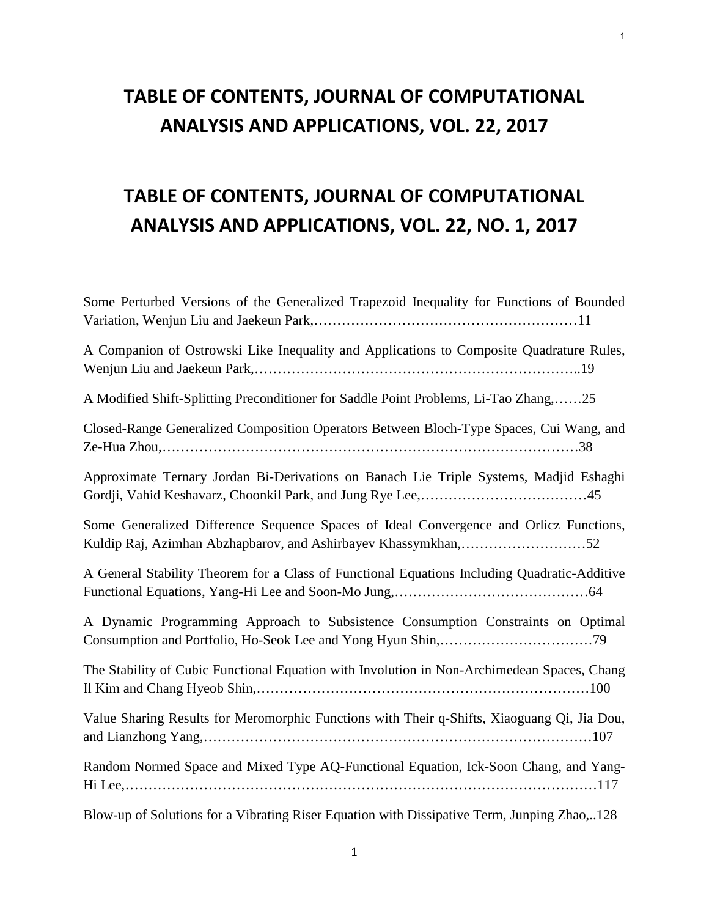# TABLE OF CONTENTS, JOURNAL OF COMPUTATIONAL ANALYSIS AND APPLICATIONS, VOL. 22, 2017

# TABLE OF CONTENTS, JOURNAL OF COMPUTATIONAL ANALYSIS AND APPLICATIONS, VOL. 22, NO. 1, 2017

Some Perturbed Versions of the Generalized Trapezoid Inequality for Functions of Bounded Variation, Wenjun Liu and Jaekeun Park,…………………………………………………11

A Companion of Ostrowski Like Inequality and Applications to Composite Quadrature Rules, Wenjun Liu and Jaekeun Park,…………………………………………………………..19

A Modified Shift-Splitting Preconditioner for Saddle Point Problems, Li-Tao Zhang,……25

Closed-Range Generalized Composition Operators Between Bloch-Type Spaces, Cui Wang, and Ze-Hua Zhou,……………………………………………………………………………38

Approximate Ternary Jordan Bi-Derivations on Banach Lie Triple Systems, Madjid Eshaghi Gordji, Vahid Keshavarz, Choonkil Park, and Jung Rye Lee,………………………………45

Some Generalized Difference Sequence Spaces of Ideal Convergence and Orlicz Functions, Kuldip Raj, Azimhan Abzhapbarov, and Ashirbayev Khassymkhan,………………………52

A General Stability Theorem for a Class of Functional Equations Including Quadratic-Additive Functional Equations, Yang-Hi Lee and Soon-Mo Jung,……………………………………64

A Dynamic Programming Approach to Subsistence Consumption Constraints on Optimal Consumption and Portfolio, Ho-Seok Lee and Yong Hyun Shin,……………………………79

The Stability of Cubic Functional Equation with Involution in Non-Archimedean Spaces, Chang Il Kim and Chang Hyeob Shin,……………………………………………………………100

Value Sharing Results for Meromorphic Functions with Their q-Shifts, Xiaoguang Qi, Jia Dou, and Lianzhong Yang,………………………………………………………………………107

Random Normed Space and Mixed Type AQ-Functional Equation, Ick-Soon Chang, and Yang-Hi Lee,……………………………………………………………………………………117

Blow-up of Solutions for a Vibrating Riser Equation with Dissipative Term, Junping Zhao,..128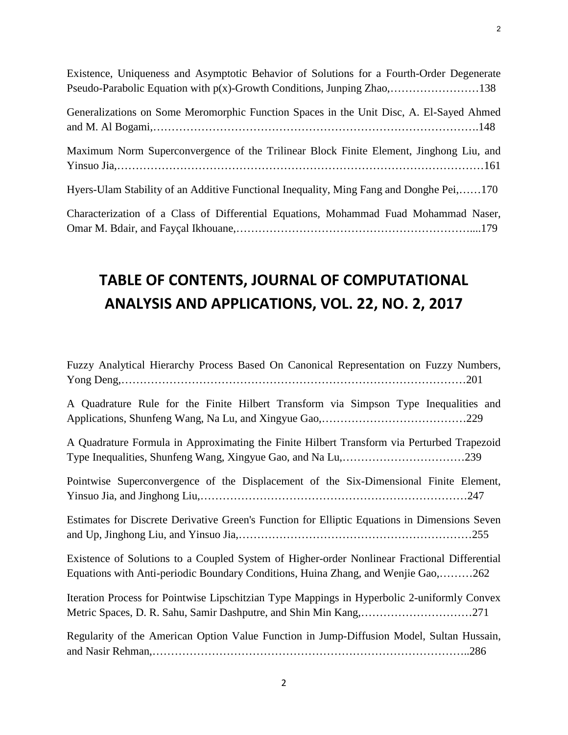Existence, Uniqueness and Asymptotic Behavior of Solutions for a Fourth-Order Degenerate Pseudo-Parabolic Equation with p(x)-Growth Conditions, Junping Zhao,……………………138

Generalizations on Some Meromorphic Function Spaces in the Unit Disc, A. El-Sayed Ahmed and M. Al Bogami,………………………………………………………………………….148

Maximum Norm Superconvergence of the Trilinear Block Finite Element, Jinghong Liu, and Yinsuo Jia,……………………………………………………………………………………161

Hyers-Ulam Stability of an Additive Functional Inequality, Ming Fang and Donghe Pei,……170

Characterization of a Class of Differential Equations, Mohammad Fuad Mohammad Naser, Omar M. Bdair, and Fayçal Ikhouane,……………………………………………………....179

# TABLE OF CONTENTS, JOURNAL OF COMPUTATIONAL ANALYSIS AND APPLICATIONS, VOL. 22, NO. 2, 2017

Fuzzy Analytical Hierarchy Process Based On Canonical Representation on Fuzzy Numbers, Yong Deng,………………………………………………………………………………201

A Quadrature Rule for the Finite Hilbert Transform via Simpson Type Inequalities and Applications, Shunfeng Wang, Na Lu, and Xingyue Gao,…………………………………229

A Quadrature Formula in Approximating the Finite Hilbert Transform via Perturbed Trapezoid Type Inequalities, Shunfeng Wang, Xingyue Gao, and Na Lu,……………………………239

Pointwise Superconvergence of the Displacement of the Six-Dimensional Finite Element, Yinsuo Jia, and Jinghong Liu,………………………………………………………………247

Estimates for Discrete Derivative Green's Function for Elliptic Equations in Dimensions Seven and Up, Jinghong Liu, and Yinsuo Jia,………………………………………………………255

Existence of Solutions to a Coupled System of Higher-order Nonlinear Fractional Differential Equations with Anti-periodic Boundary Conditions, Huina Zhang, and Wenjie Gao,………262

Iteration Process for Pointwise Lipschitzian Type Mappings in Hyperbolic 2-uniformly Convex Metric Spaces, D. R. Sahu, Samir Dashputre, and Shin Min Kang,…………………………271

Regularity of the American Option Value Function in Jump-Diffusion Model, Sultan Hussain, and Nasir Rehman,………………………………………………………………………..286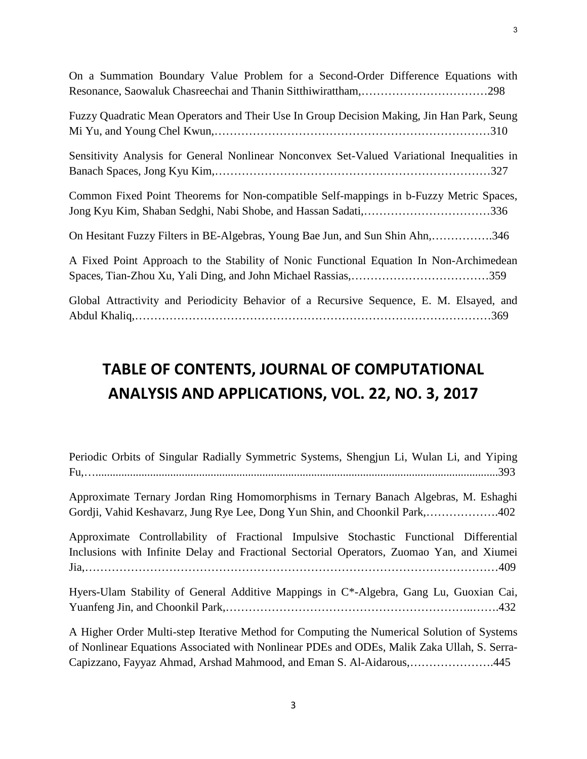On a Summation Boundary Value Problem for a Second-Order Difference Equations with Resonance, Saowaluk Chasreechai and Thanin Sitthiwirattham,……………………………298

Fuzzy Quadratic Mean Operators and Their Use In Group Decision Making, Jin Han Park, Seung Mi Yu, and Young Chel Kwun,……………………………………………………………310

Sensitivity Analysis for General Nonlinear Nonconvex Set-Valued Variational Inequalities in Banach Spaces, Jong Kyu Kim,……………………………………………………………327

Common Fixed Point Theorems for Non-compatible Self-mappings in b-Fuzzy Metric Spaces, Jong Kyu Kim, Shaban Sedghi, Nabi Shobe, and Hassan Sadati,……………………………336

On Hesitant Fuzzy Filters in BE-Algebras, Young Bae Jun, and Sun Shin Ahn,…………….346

A Fixed Point Approach to the Stability of Nonic Functional Equation In Non-Archimedean Spaces, Tian-Zhou Xu, Yali Ding, and John Michael Rassias,………………………………359

Global Attractivity and Periodicity Behavior of a Recursive Sequence, E. M. Elsayed, and Abdul Khaliq,………………………………………………………………………………369

# TABLE OF CONTENTS, JOURNAL OF COMPUTATIONAL ANALYSIS AND APPLICATIONS, VOL. 22, NO. 3, 2017

Periodic Orbits of Singular Radially Symmetric Systems, Shengjun Li, Wulan Li, and Yiping Fu,…..........................................................................................................................393

Approximate Ternary Jordan Ring Homomorphisms in Ternary Banach Algebras, M. Eshaghi Gordji, Vahid Keshavarz, Jung Rye Lee, Dong Yun Shin, and Choonkil Park,……………….402

Approximate Controllability of Fractional Impulsive Stochastic Functional Differential Inclusions with Infinite Delay and Fractional Sectorial Operators, Zuomao Yan, and Xiumei Jia,………………………………………………………………………………………409

Hyers-Ulam Stability of General Additive Mappings in C*-Algebra, Gang Lu, Guoxian Cai, Yuanfeng Jin, and Choonkil Park,……………………………………………………..…….432

A Higher Order Multi-step Iterative Method for Computing the Numerical Solution of Systems of Nonlinear Equations Associated with Nonlinear PDEs and ODEs, Malik Zaka Ullah, S. Serra-Capizzano, Fayyaz Ahmad, Arshad Mahmood, and Eman S. Al-Aidarous,………………….445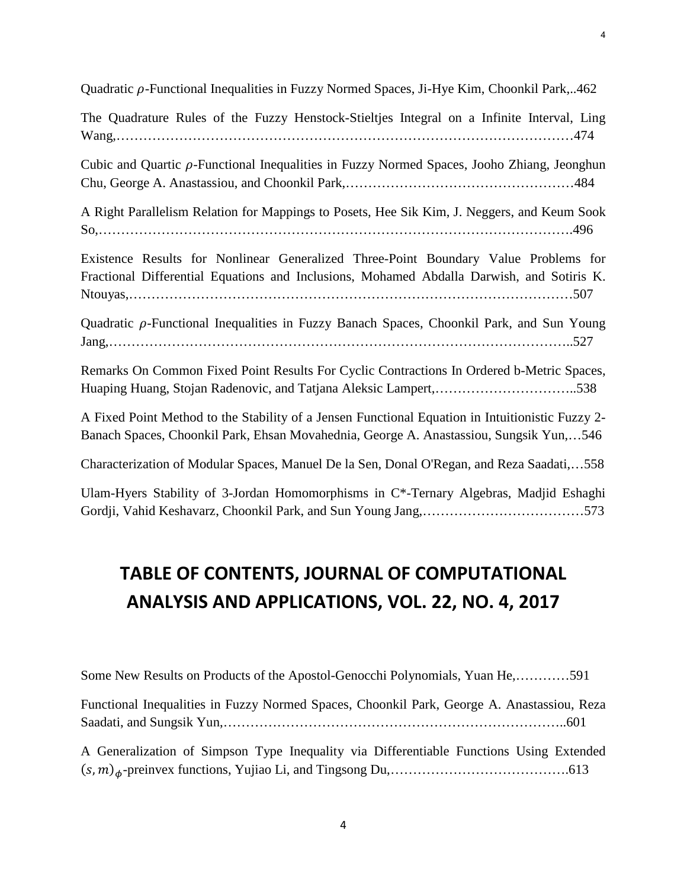Quadratic $\rho$-Functional Inequalities in Fuzzy Normed Spaces, Ji-Hye Kim, Choonkil Park,..462

The Quadrature Rules of the Fuzzy Henstock-Stieltjes Integral on a Infinite Interval, Ling Wang,…………………………………………………………………………………………474

Cubic and Quartic $\rho$-Functional Inequalities in Fuzzy Normed Spaces, Jooho Zhiang, Jeonghun Chu, George A. Anastassiou, and Choonkil Park,……………………………………………484

A Right Parallelism Relation for Mappings to Posets, Hee Sik Kim, J. Neggers, and Keum Sook So,………………………………………………………………………………………….496

Existence Results for Nonlinear Generalized Three-Point Boundary Value Problems for Fractional Differential Equations and Inclusions, Mohamed Abdalla Darwish, and Sotiris K. Ntouyas,……………………………………………………………………………………507

Quadratic $\rho$-Functional Inequalities in Fuzzy Banach Spaces, Choonkil Park, and Sun Young Jang,………………………………………………………………………………………..527

Remarks On Common Fixed Point Results For Cyclic Contractions In Ordered b-Metric Spaces, Huaping Huang, Stojan Radenovic, and Tatjana Aleksic Lampert,…………………………..538

A Fixed Point Method to the Stability of a Jensen Functional Equation in Intuitionistic Fuzzy 2-Banach Spaces, Choonkil Park, Ehsan Movahednia, George A. Anastassiou, Sungsik Yun,…546

Characterization of Modular Spaces, Manuel De la Sen, Donal O'Regan, and Reza Saadati,…558

Ulam-Hyers Stability of 3-Jordan Homomorphisms in C*-Ternary Algebras, Madjid Eshaghi Gordji, Vahid Keshavarz, Choonkil Park, and Sun Young Jang,………………………………573

# TABLE OF CONTENTS, JOURNAL OF COMPUTATIONAL ANALYSIS AND APPLICATIONS, VOL. 22, NO. 4, 2017

Some New Results on Products of the Apostol-Genocchi Polynomials, Yuan He,…………591

Functional Inequalities in Fuzzy Normed Spaces, Choonkil Park, George A. Anastassiou, Reza Saadati, and Sungsik Yun,…………………………………………………………………..601

A Generalization of Simpson Type Inequality via Differentiable Functions Using Extended $(s,m)_{\phi}$-preinvex functions, Yujiao Li, and Tingsong Du,………………………………….613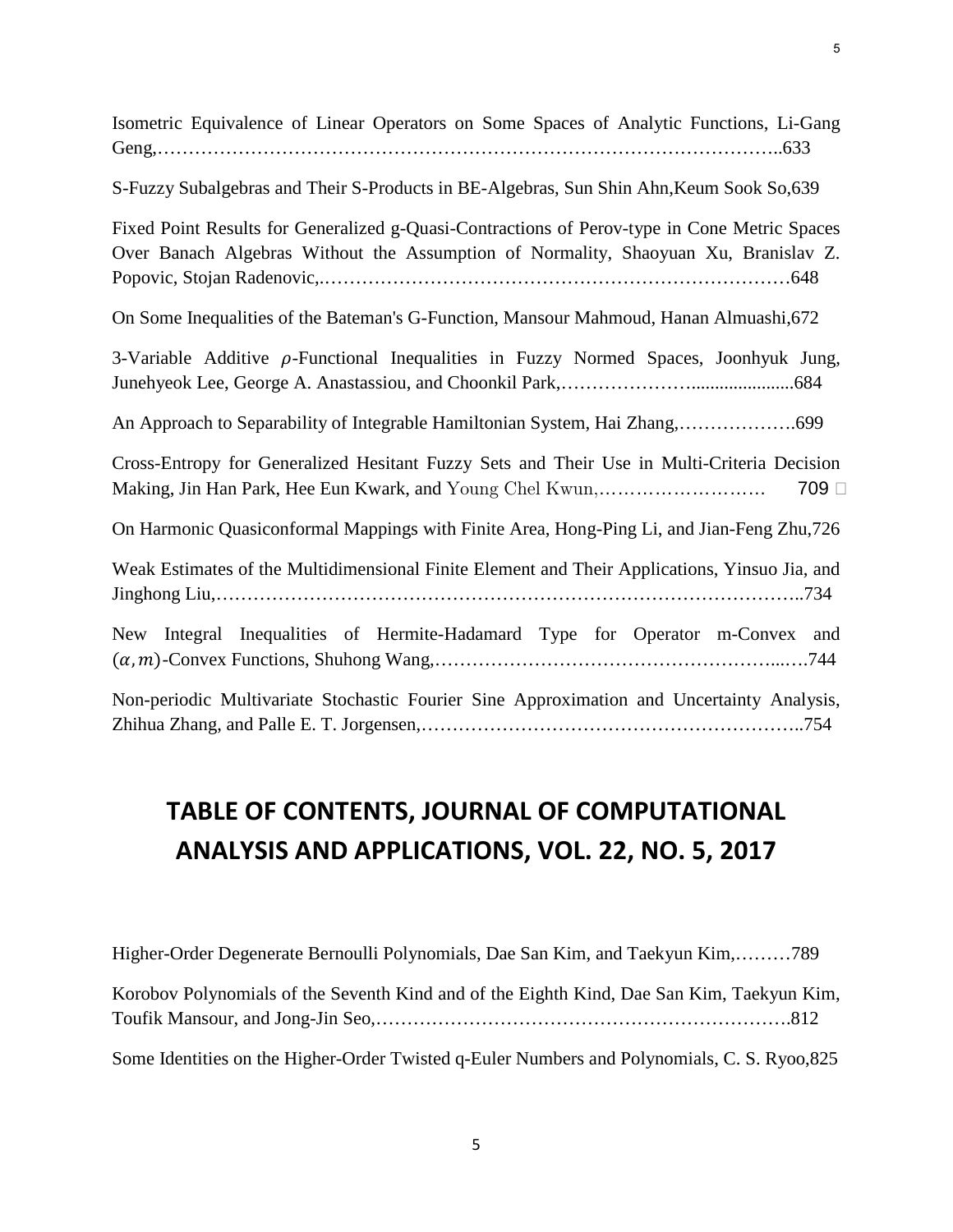Isometric Equivalence of Linear Operators on Some Spaces of Analytic Functions, Li-Gang Geng,………………………………………………………………………………………..633

S-Fuzzy Subalgebras and Their S-Products in BE-Algebras, Sun Shin Ahn,Keum Sook So,639

Fixed Point Results for Generalized g-Quasi-Contractions of Perov-type in Cone Metric Spaces Over Banach Algebras Without the Assumption of Normality, Shaoyuan Xu, Branislav Z. Popovic, Stojan Radenovic,.…………………………………………………………………648

On Some Inequalities of the Bateman's G-Function, Mansour Mahmoud, Hanan Almuashi,672

3-Variable Additive $\rho$-Functional Inequalities in Fuzzy Normed Spaces, Joonhyuk Jung, Junehyeok Lee, George A. Anastassiou, and Choonkil Park,…………………......................684

An Approach to Separability of Integrable Hamiltonian System, Hai Zhang,……………….699

Cross-Entropy for Generalized Hesitant Fuzzy Sets and Their Use in Multi-Criteria Decision Making, Jin Han Park, Hee Eun Kwark, and Young Chel Kwun,………………………   709

On Harmonic Quasiconformal Mappings with Finite Area, Hong-Ping Li, and Jian-Feng Zhu,726

Weak Estimates of the Multidimensional Finite Element and Their Applications, Yinsuo Jia, and Jinghong Liu,…………………………………………………………………………………..734

New Integral Inequalities of Hermite-Hadamard Type for Operator m-Convex and $(\alpha, m)$-Convex Functions, Shuhong Wang,……………………………………………….....….744

Non-periodic Multivariate Stochastic Fourier Sine Approximation and Uncertainty Analysis, Zhihua Zhang, and Palle E. T. Jorgensen,……………………………………………………..754

# TABLE OF CONTENTS, JOURNAL OF COMPUTATIONAL ANALYSIS AND APPLICATIONS, VOL. 22, NO. 5, 2017

Higher-Order Degenerate Bernoulli Polynomials, Dae San Kim, and Taekyun Kim,………789

Korobov Polynomials of the Seventh Kind and of the Eighth Kind, Dae San Kim, Taekyun Kim, Toufik Mansour, and Jong-Jin Seo,………………………………………………………….812

Some Identities on the Higher-Order Twisted q-Euler Numbers and Polynomials, C. S. Ryoo,825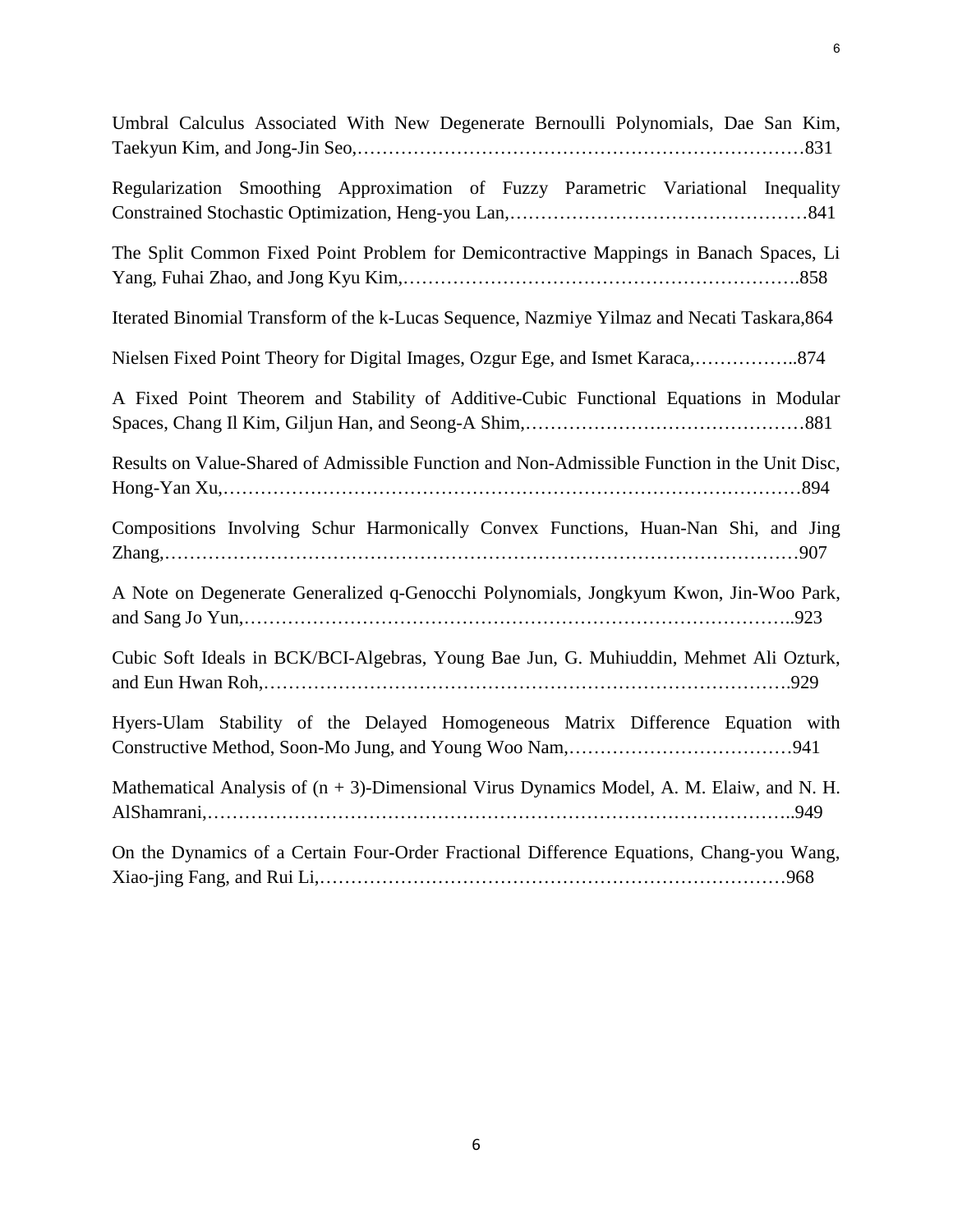Umbral Calculus Associated With New Degenerate Bernoulli Polynomials, Dae San Kim, Taekyun Kim, and Jong-Jin Seo,……………………………………………………………831

Regularization Smoothing Approximation of Fuzzy Parametric Variational Inequality Constrained Stochastic Optimization, Heng-you Lan,…………………………………………841

The Split Common Fixed Point Problem for Demicontractive Mappings in Banach Spaces, Li Yang, Fuhai Zhao, and Jong Kyu Kim,…………………………………………………….858

Iterated Binomial Transform of the k-Lucas Sequence, Nazmiye Yilmaz and Necati Taskara,864

Nielsen Fixed Point Theory for Digital Images, Ozgur Ege, and Ismet Karaca,……………..874

A Fixed Point Theorem and Stability of Additive-Cubic Functional Equations in Modular Spaces, Chang Il Kim, Giljun Han, and Seong-A Shim,………………………………………881

Results on Value-Shared of Admissible Function and Non-Admissible Function in the Unit Disc, Hong-Yan Xu,………………………………………………………………………………894

Compositions Involving Schur Harmonically Convex Functions, Huan-Nan Shi, and Jing Zhang,……………………………………………………………………………………907

A Note on Degenerate Generalized q-Genocchi Polynomials, Jongkyum Kwon, Jin-Woo Park, and Sang Jo Yun,…………………………………………………………………………..923

Cubic Soft Ideals in BCK/BCI-Algebras, Young Bae Jun, G. Muhiuddin, Mehmet Ali Ozturk, and Eun Hwan Roh,……………………………………………………………………….929

Hyers-Ulam Stability of the Delayed Homogeneous Matrix Difference Equation with Constructive Method, Soon-Mo Jung, and Young Woo Nam,………………………………941

Mathematical Analysis of (n + 3)-Dimensional Virus Dynamics Model, A. M. Elaiw, and N. H. AlShamrani,……………………………………………………………………………..949

On the Dynamics of a Certain Four-Order Fractional Difference Equations, Chang-you Wang, Xiao-jing Fang, and Rui Li,…………………………………………………………………968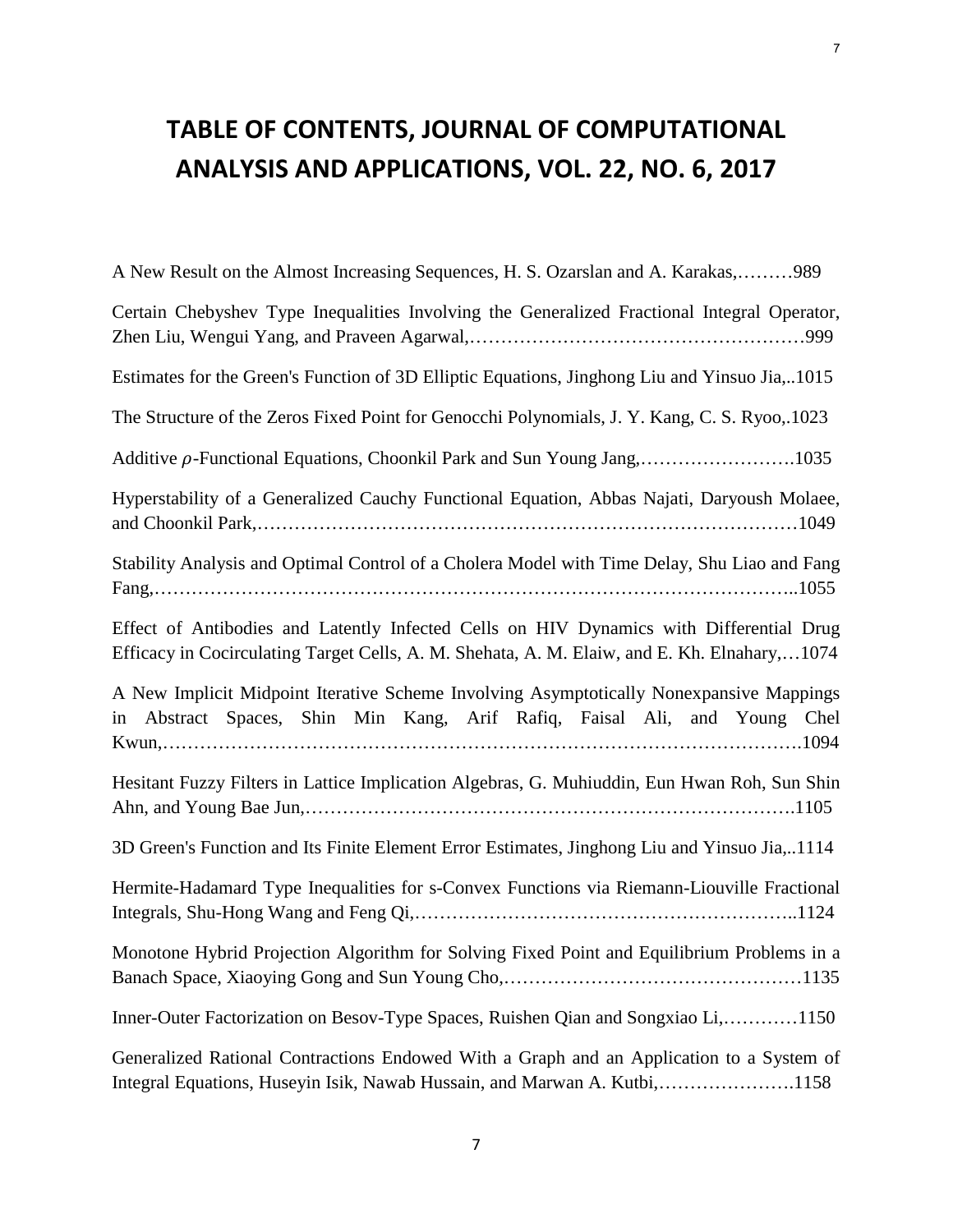# TABLE OF CONTENTS, JOURNAL OF COMPUTATIONAL ANALYSIS AND APPLICATIONS, VOL. 22, NO. 6, 2017

A New Result on the Almost Increasing Sequences, H. S. Ozarslan and A. Karakas,………989

Certain Chebyshev Type Inequalities Involving the Generalized Fractional Integral Operator, Zhen Liu, Wengui Yang, and Praveen Agarwal,………………………………………………999

Estimates for the Green's Function of 3D Elliptic Equations, Jinghong Liu and Yinsuo Jia,..1015

The Structure of the Zeros Fixed Point for Genocchi Polynomials, J. Y. Kang, C. S. Ryoo,.1023

Additive $\rho$-Functional Equations, Choonkil Park and Sun Young Jang,…………………….1035

Hyperstability of a Generalized Cauchy Functional Equation, Abbas Najati, Daryoush Molaee, and Choonkil Park,…………………………………………………………………………1049

Stability Analysis and Optimal Control of a Cholera Model with Time Delay, Shu Liao and Fang Fang,……………………………………………………………………………………..1055

Effect of Antibodies and Latently Infected Cells on HIV Dynamics with Differential Drug Efficacy in Cocirculating Target Cells, A. M. Shehata, A. M. Elaiw, and E. Kh. Elnahary,…1074

A New Implicit Midpoint Iterative Scheme Involving Asymptotically Nonexpansive Mappings in Abstract Spaces, Shin Min Kang, Arif Rafiq, Faisal Ali, and Young Chel Kwun,…………………………………………………………………………………….1094

Hesitant Fuzzy Filters in Lattice Implication Algebras, G. Muhiuddin, Eun Hwan Roh, Sun Shin Ahn, and Young Bae Jun,……………………………………………………………….1105

3D Green's Function and Its Finite Element Error Estimates, Jinghong Liu and Yinsuo Jia,..1114

Hermite-Hadamard Type Inequalities for s-Convex Functions via Riemann-Liouville Fractional Integrals, Shu-Hong Wang and Feng Qi,…………………………………………………..1124

Monotone Hybrid Projection Algorithm for Solving Fixed Point and Equilibrium Problems in a Banach Space, Xiaoying Gong and Sun Young Cho,…………………………………………1135

Inner-Outer Factorization on Besov-Type Spaces, Ruishen Qian and Songxiao Li,…………1150

Generalized Rational Contractions Endowed With a Graph and an Application to a System of Integral Equations, Huseyin Isik, Nawab Hussain, and Marwan A. Kutbi,………………….1158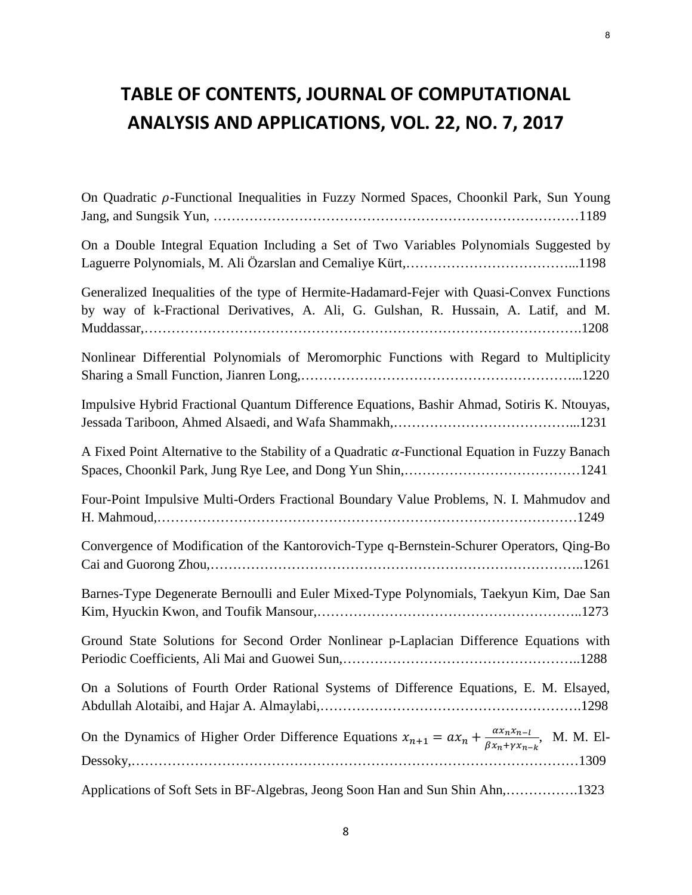# TABLE OF CONTENTS, JOURNAL OF COMPUTATIONAL ANALYSIS AND APPLICATIONS, VOL. 22, NO. 7, 2017

On Quadratic $\rho$-Functional Inequalities in Fuzzy Normed Spaces, Choonkil Park, Sun Young Jang, and Sungsik Yun, ……………………………………………………………………1189

On a Double Integral Equation Including a Set of Two Variables Polynomials Suggested by Laguerre Polynomials, M. Ali Özarslan and Cemaliye Kürt,………………………………...1198

Generalized Inequalities of the type of Hermite-Hadamard-Fejer with Quasi-Convex Functions by way of k-Fractional Derivatives, A. Ali, G. Gulshan, R. Hussain, A. Latif, and M. Muddassar,………………………………………………………………………………….1208

Nonlinear Differential Polynomials of Meromorphic Functions with Regard to Multiplicity Sharing a Small Function, Jianren Long,…………………………………………………...1220

Impulsive Hybrid Fractional Quantum Difference Equations, Bashir Ahmad, Sotiris K. Ntouyas, Jessada Tariboon, Ahmed Alsaedi, and Wafa Shammakh,…………………………………...1231

A Fixed Point Alternative to the Stability of a Quadratic $\alpha$-Functional Equation in Fuzzy Banach Spaces, Choonkil Park, Jung Rye Lee, and Dong Yun Shin,…………………………………1241

Four-Point Impulsive Multi-Orders Fractional Boundary Value Problems, N. I. Mahmudov and H. Mahmoud,………………………………………………………………………………1249

Convergence of Modification of the Kantorovich-Type q-Bernstein-Schurer Operators, Qing-Bo Cai and Guorong Zhou,……………………………………………………………………..1261

Barnes-Type Degenerate Bernoulli and Euler Mixed-Type Polynomials, Taekyun Kim, Dae San Kim, Hyuckin Kwon, and Toufik Mansour,………………………………………………..1273

Ground State Solutions for Second Order Nonlinear p-Laplacian Difference Equations with Periodic Coefficients, Ali Mai and Guowei Sun,……………………………………………..1288

On a Solutions of Fourth Order Rational Systems of Difference Equations, E. M. Elsayed, Abdullah Alotaibi, and Hajar A. Almaylabi,……………………………………………….1298

On the Dynamics of Higher Order Difference Equations $x_{n+1} = ax_n + \frac{\alpha x_n x_{n-l}}{\beta x_n + \gamma x_{n-k}}$, M. M. El-Dessoky,……………………………………………………………………………………1309

Applications of Soft Sets in BF-Algebras, Jeong Soon Han and Sun Shin Ahn,…………….1323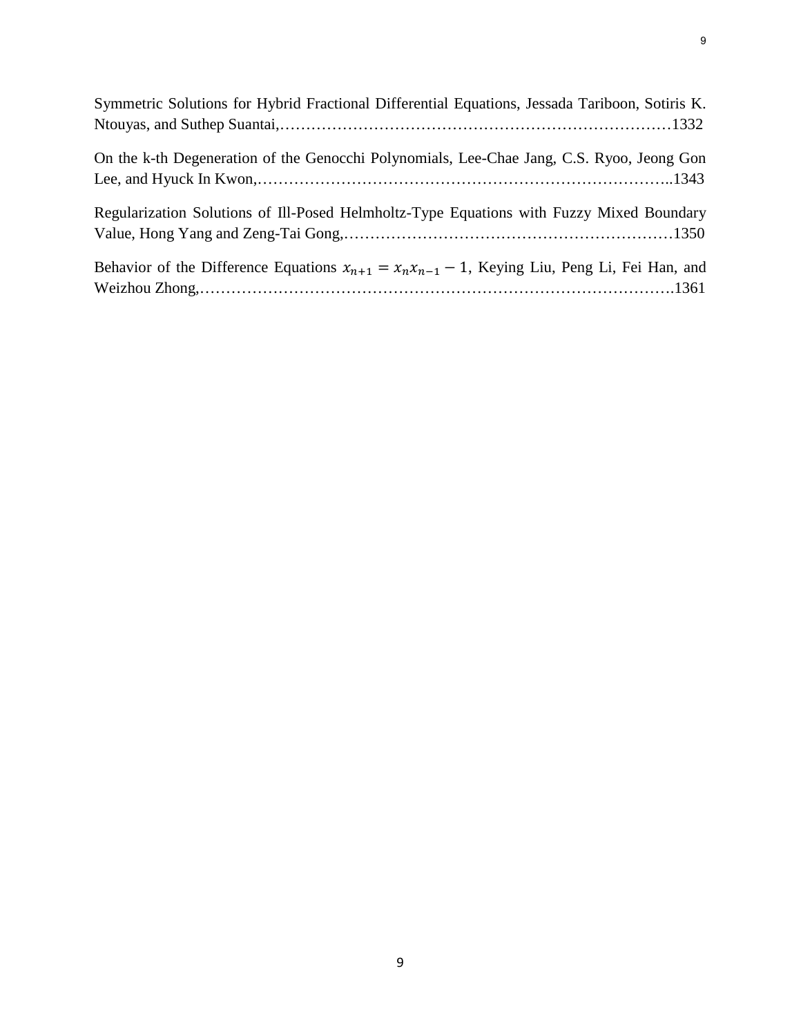Symmetric Solutions for Hybrid Fractional Differential Equations, Jessada Tariboon, Sotiris K. Ntouyas, and Suthep Suantai,……………………………………………………………………1332

On the k-th Degeneration of the Genocchi Polynomials, Lee-Chae Jang, C.S. Ryoo, Jeong Gon Lee, and Hyuck In Kwon,…………………………………………………………………..1343

Regularization Solutions of Ill-Posed Helmholtz-Type Equations with Fuzzy Mixed Boundary Value, Hong Yang and Zeng-Tai Gong,……………………………………………………1350

Behavior of the Difference Equations $x_{n+1} = x_n x_{n-1} - 1$, Keying Liu, Peng Li, Fei Han, and Weizhou Zhong,……………………………………………………………………………….1361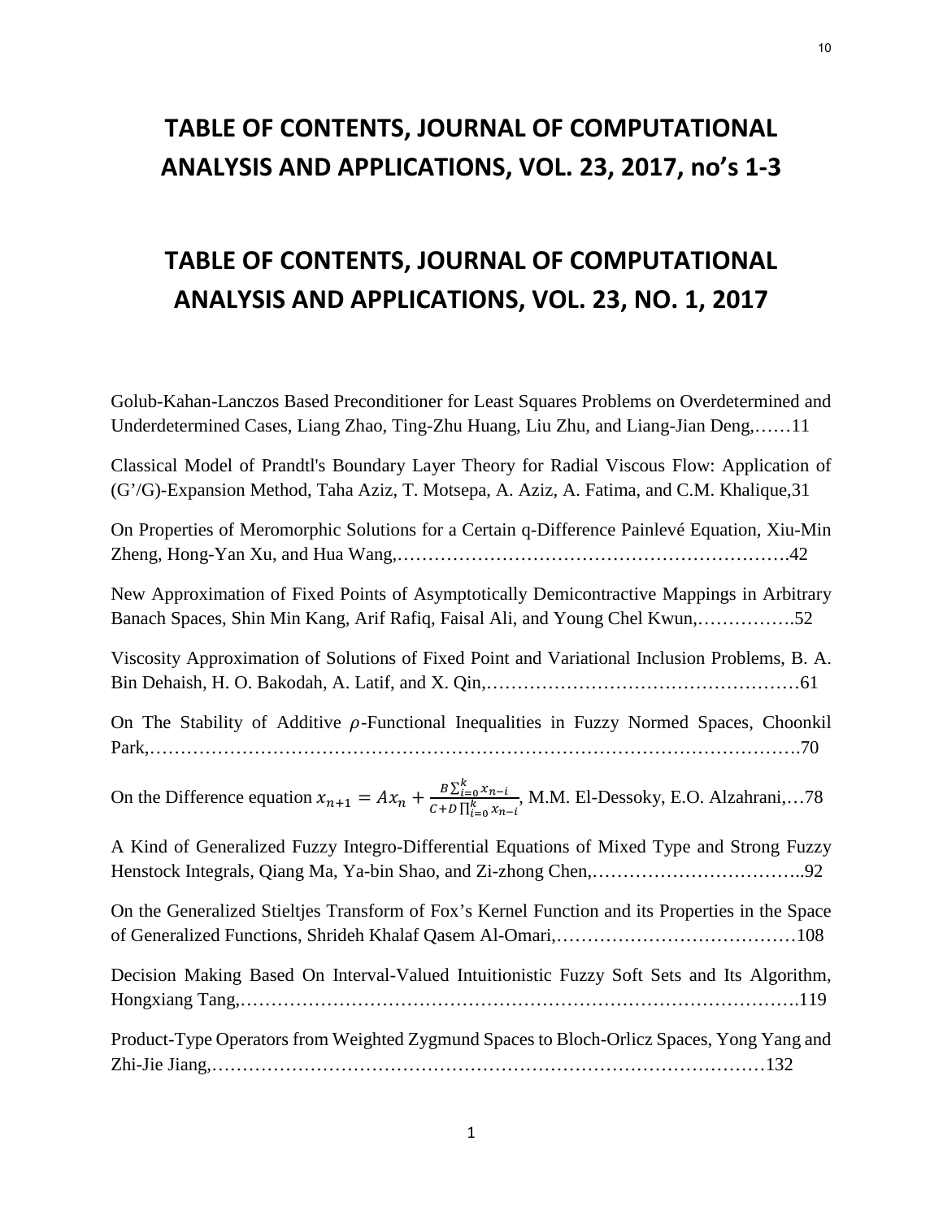# TABLE OF CONTENTS, JOURNAL OF COMPUTATIONAL ANALYSIS AND APPLICATIONS, VOL. 23, 2017, no's 1-3

# TABLE OF CONTENTS, JOURNAL OF COMPUTATIONAL ANALYSIS AND APPLICATIONS, VOL. 23, NO. 1, 2017

Golub-Kahan-Lanczos Based Preconditioner for Least Squares Problems on Overdetermined and Underdetermined Cases, Liang Zhao, Ting-Zhu Huang, Liu Zhu, and Liang-Jian Deng,……11

Classical Model of Prandtl's Boundary Layer Theory for Radial Viscous Flow: Application of (G'/G)-Expansion Method, Taha Aziz, T. Motsepa, A. Aziz, A. Fatima, and C.M. Khalique,31

On Properties of Meromorphic Solutions for a Certain q-Difference Painlevé Equation, Xiu-Min Zheng, Hong-Yan Xu, and Hua Wang,……………………………………………………….42

New Approximation of Fixed Points of Asymptotically Demicontractive Mappings in Arbitrary Banach Spaces, Shin Min Kang, Arif Rafiq, Faisal Ali, and Young Chel Kwun,…………….52

Viscosity Approximation of Solutions of Fixed Point and Variational Inclusion Problems, B. A. Bin Dehaish, H. O. Bakodah, A. Latif, and X. Qin,……………………………………………61

On The Stability of Additive $\rho$-Functional Inequalities in Fuzzy Normed Spaces, Choonkil Park,………………………………………………………………………………………….70

On the Difference equation $x_{n+1} = Ax_n + \frac{B\sum_{i=0}^{k} x_{n-i}}{C+D\prod_{i=0}^{k} x_{n-i}}$, M.M. El-Dessoky, E.O. Alzahrani,…78

A Kind of Generalized Fuzzy Integro-Differential Equations of Mixed Type and Strong Fuzzy Henstock Integrals, Qiang Ma, Ya-bin Shao, and Zi-zhong Chen,……………………………..92

On the Generalized Stieltjes Transform of Fox's Kernel Function and its Properties in the Space of Generalized Functions, Shrideh Khalaf Qasem Al-Omari,…………………………………108

Decision Making Based On Interval-Valued Intuitionistic Fuzzy Soft Sets and Its Algorithm, Hongxiang Tang,…………………………………………………………………………….119

Product-Type Operators from Weighted Zygmund Spaces to Bloch-Orlicz Spaces, Yong Yang and Zhi-Jie Jiang,……………………………………………………………………………132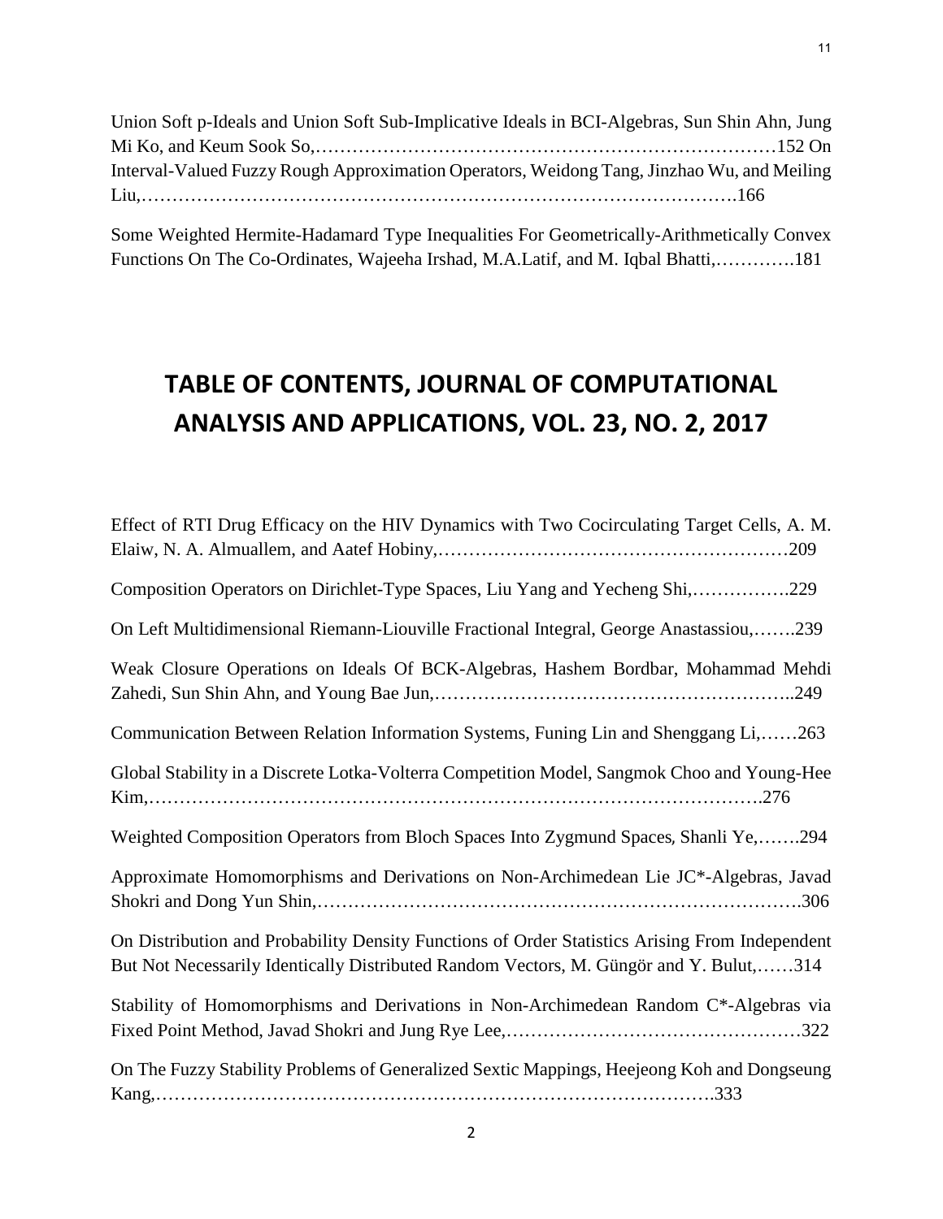Union Soft p-Ideals and Union Soft Sub-Implicative Ideals in BCI-Algebras, Sun Shin Ahn, Jung Mi Ko, and Keum Sook So,…………………………………………………………………152 On Interval-Valued Fuzzy Rough Approximation Operators, Weidong Tang, Jinzhao Wu, and Meiling Liu,………………………………………………………………………………….166

Some Weighted Hermite-Hadamard Type Inequalities For Geometrically-Arithmetically Convex Functions On The Co-Ordinates, Wajeeha Irshad, M.A.Latif, and M. Iqbal Bhatti,………….181

# TABLE OF CONTENTS, JOURNAL OF COMPUTATIONAL ANALYSIS AND APPLICATIONS, VOL. 23, NO. 2, 2017

Effect of RTI Drug Efficacy on the HIV Dynamics with Two Cocirculating Target Cells, A. M. Elaiw, N. A. Almuallem, and Aatef Hobiny,…………………………………………………209

Composition Operators on Dirichlet-Type Spaces, Liu Yang and Yecheng Shi,…………….229

On Left Multidimensional Riemann-Liouville Fractional Integral, George Anastassiou,…….239

Weak Closure Operations on Ideals Of BCK-Algebras, Hashem Bordbar, Mohammad Mehdi Zahedi, Sun Shin Ahn, and Young Bae Jun,………………………………………………..249

Communication Between Relation Information Systems, Funing Lin and Shenggang Li,……263

Global Stability in a Discrete Lotka-Volterra Competition Model, Sangmok Choo and Young-Hee Kim,………………………………………………………………………………….276

Weighted Composition Operators from Bloch Spaces Into Zygmund Spaces, Shanli Ye,…….294

Approximate Homomorphisms and Derivations on Non-Archimedean Lie JC*-Algebras, Javad Shokri and Dong Yun Shin,…………………………………………………………………….306

On Distribution and Probability Density Functions of Order Statistics Arising From Independent But Not Necessarily Identically Distributed Random Vectors, M. Güngör and Y. Bulut,……314

Stability of Homomorphisms and Derivations in Non-Archimedean Random C*-Algebras via Fixed Point Method, Javad Shokri and Jung Rye Lee,…………………………………………322

On The Fuzzy Stability Problems of Generalized Sextic Mappings, Heejeong Koh and Dongseung Kang,…………………………………………………………………………….333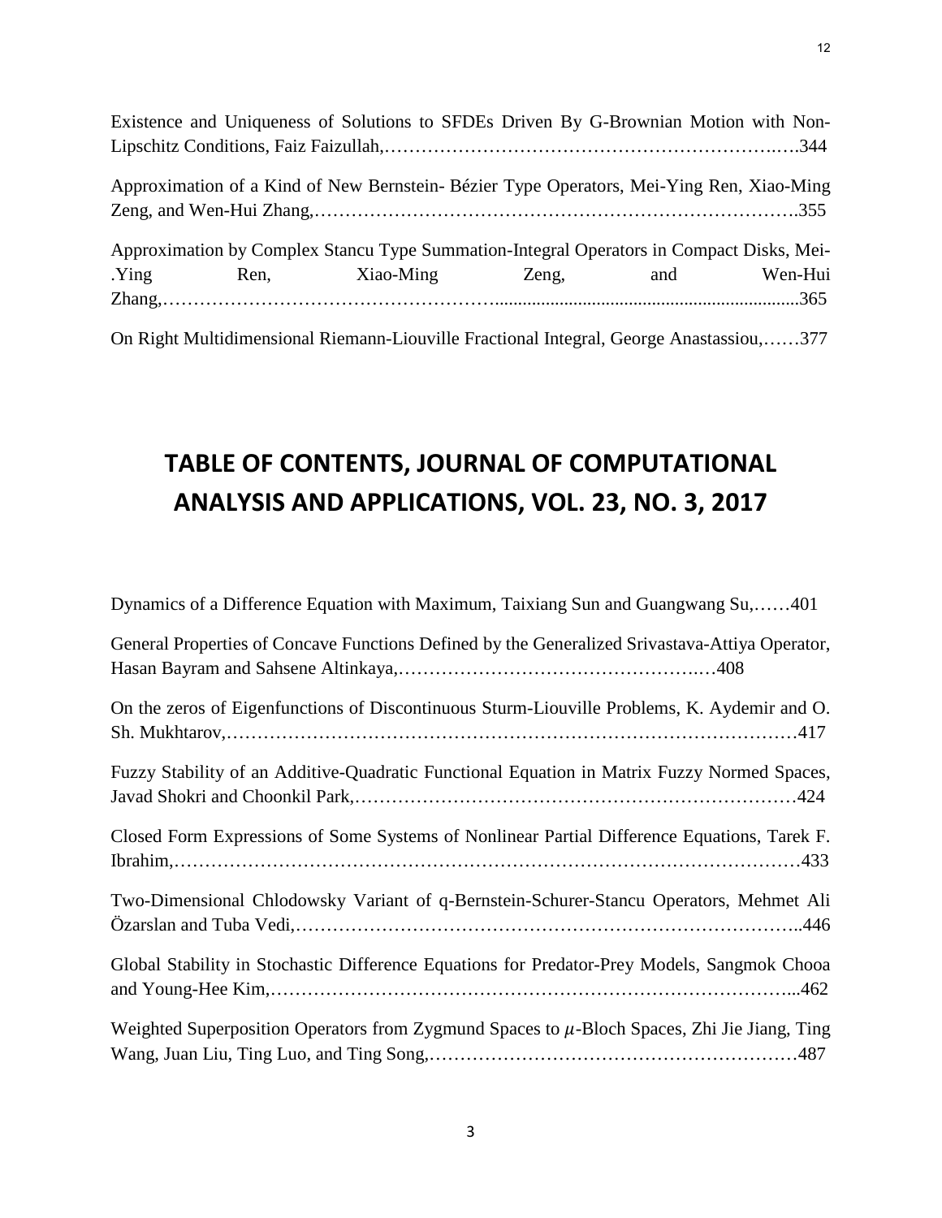Existence and Uniqueness of Solutions to SFDEs Driven By G-Brownian Motion with Non-Lipschitz Conditions, Faiz Faizullah,……………………………………………………….….344

Approximation of a Kind of New Bernstein- Bézier Type Operators, Mei-Ying Ren, Xiao-Ming Zeng, and Wen-Hui Zhang,………………………………………………………………….355

Approximation by Complex Stancu Type Summation-Integral Operators in Compact Disks, Mei-.Ying Ren, Xiao-Ming Zeng, and Wen-Hui Zhang,……………………………………………..................................................................365

On Right Multidimensional Riemann-Liouville Fractional Integral, George Anastassiou,……377

# TABLE OF CONTENTS, JOURNAL OF COMPUTATIONAL ANALYSIS AND APPLICATIONS, VOL. 23, NO. 3, 2017

Dynamics of a Difference Equation with Maximum, Taixiang Sun and Guangwang Su,……401

General Properties of Concave Functions Defined by the Generalized Srivastava-Attiya Operator, Hasan Bayram and Sahsene Altinkaya,…………………………………………….…408

On the zeros of Eigenfunctions of Discontinuous Sturm-Liouville Problems, K. Aydemir and O. Sh. Mukhtarov,………………………………………………………………………………417

Fuzzy Stability of an Additive-Quadratic Functional Equation in Matrix Fuzzy Normed Spaces, Javad Shokri and Choonkil Park,……………………………………………………………424

Closed Form Expressions of Some Systems of Nonlinear Partial Difference Equations, Tarek F. Ibrahim,………………………………………………………………………………………433

Two-Dimensional Chlodowsky Variant of q-Bernstein-Schurer-Stancu Operators, Mehmet Ali Özarslan and Tuba Vedi,……………………………………………………………………..446

Global Stability in Stochastic Difference Equations for Predator-Prey Models, Sangmok Chooa and Young-Hee Kim,…………………………………………………………………………...462

Weighted Superposition Operators from Zygmund Spaces to $\mu$-Bloch Spaces, Zhi Jie Jiang, Ting Wang, Juan Liu, Ting Luo, and Ting Song,……………………………………………………487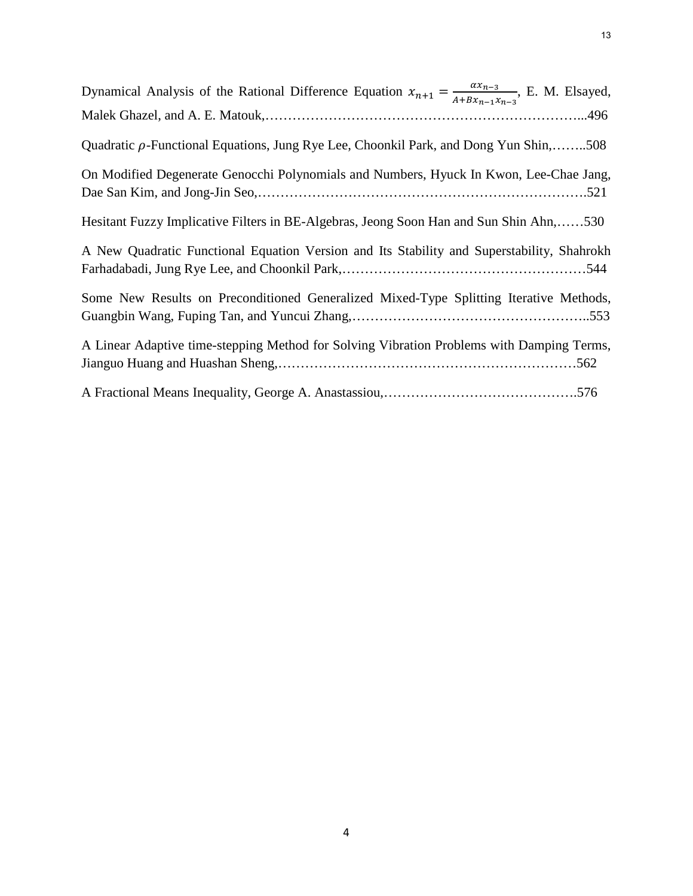Dynamical Analysis of the Rational Difference Equation $x_{n+1} = \frac{\alpha x_{n-3}}{A+Bx_{n-1}x_{n-3}}$, E. M. Elsayed, Malek Ghazel, and A. E. Matouk,………………………………………………………………...496

Quadratic $\rho$-Functional Equations, Jung Rye Lee, Choonkil Park, and Dong Yun Shin,……..508

On Modified Degenerate Genocchi Polynomials and Numbers, Hyuck In Kwon, Lee-Chae Jang, Dae San Kim, and Jong-Jin Seo,…………………………………………………………….521

Hesitant Fuzzy Implicative Filters in BE-Algebras, Jeong Soon Han and Sun Shin Ahn,……530

A New Quadratic Functional Equation Version and Its Stability and Superstability, Shahrokh Farhadabadi, Jung Rye Lee, and Choonkil Park,………………………………………………544

Some New Results on Preconditioned Generalized Mixed-Type Splitting Iterative Methods, Guangbin Wang, Fuping Tan, and Yuncui Zhang,……………………………………………..553

A Linear Adaptive time-stepping Method for Solving Vibration Problems with Damping Terms, Jianguo Huang and Huashan Sheng,…………………………………………………………562

A Fractional Means Inequality, George A. Anastassiou,…………………………………….576